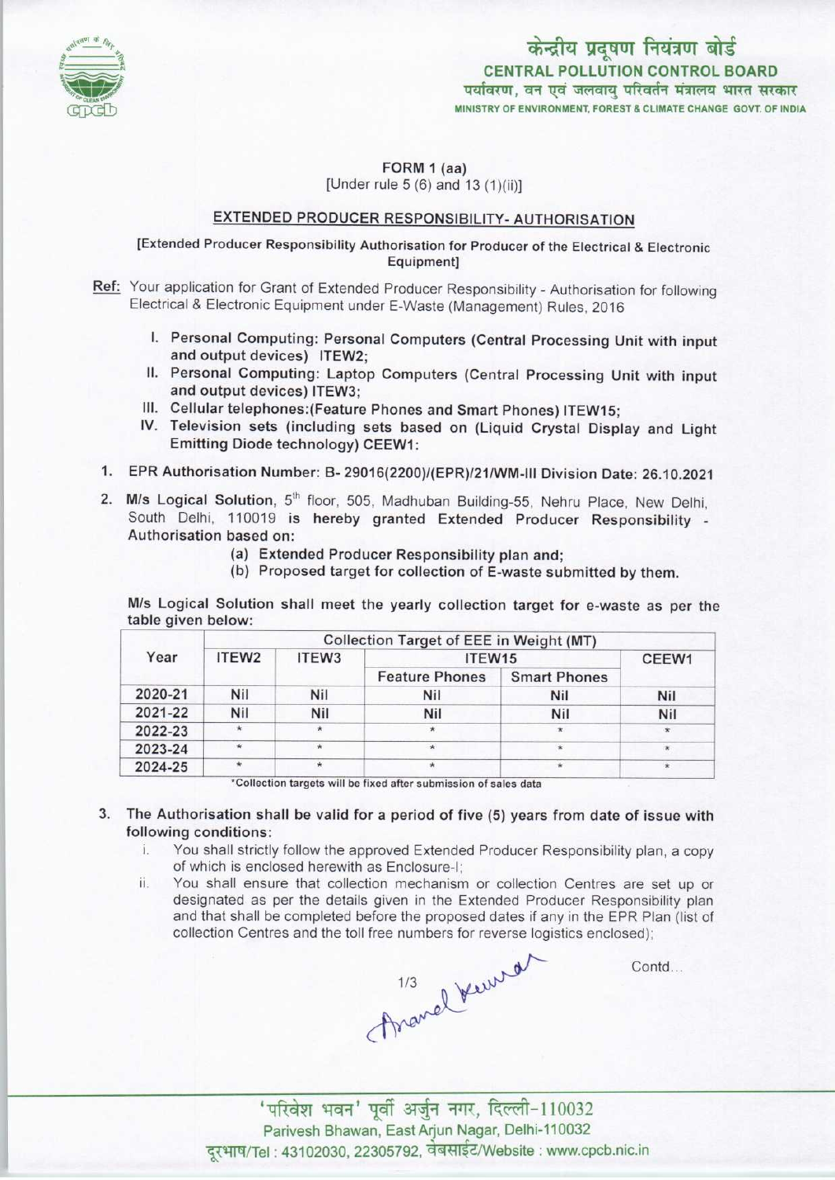केन्द्रीय प्रदूषण नियंत्रण बोर्ड
**CENTRAL POLLUTION CONTROL BOARD**
पर्यावरण, वन एवं जलवायु परिवर्तन मंत्रालय भारत सरकार
MINISTRY OF ENVIRONMENT, FOREST & CLIMATE CHANGE GOVT. OF INDIA

**FORM 1 (aa)**
[Under rule 5 (6) and 13 (1)(ii)]

## EXTENDED PRODUCER RESPONSIBILITY- AUTHORISATION

[Extended Producer Responsibility Authorisation for Producer of the Electrical & Electronic Equipment]

**Ref:** Your application for Grant of Extended Producer Responsibility - Authorisation for following Electrical & Electronic Equipment under E-Waste (Management) Rules, 2016

I. **Personal Computing: Personal Computers (Central Processing Unit with input and output devices) ITEW2;**
II. **Personal Computing: Laptop Computers (Central Processing Unit with input and output devices) ITEW3;**
III. **Cellular telephones:(Feature Phones and Smart Phones) ITEW15;**
IV. **Television sets (including sets based on (Liquid Crystal Display and Light Emitting Diode technology) CEEW1:**

1. **EPR Authorisation Number: B- 29016(2200)/(EPR)/21/WM-III Division Date: 26.10.2021**

2. **M/s Logical Solution**, 5th floor, 505, Madhuban Building-55, Nehru Place, New Delhi, South Delhi, 110019 **is hereby granted Extended Producer Responsibility - Authorisation based on:**
   - **(a) Extended Producer Responsibility plan and;**
   - **(b) Proposed target for collection of E-waste submitted by them.**

M/s Logical Solution shall meet the yearly collection target for e-waste as per the table given below:

| Year | Collection Target of EEE in Weight (MT) | | | | |
|---|---|---|---|---|---|
| | ITEW2 | ITEW3 | ITEW15 | | CEEW1 |
| | | | Feature Phones | Smart Phones | |
| 2020-21 | Nil | Nil | Nil | Nil | Nil |
| 2021-22 | Nil | Nil | Nil | Nil | Nil |
| 2022-23 | * | * | * | * | * |
| 2023-24 | * | * | * | * | * |
| 2024-25 | * | * | * | * | * |

*Collection targets will be fixed after submission of sales data

3. **The Authorisation shall be valid for a period of five (5) years from date of issue with following conditions:**
   i. You shall strictly follow the approved Extended Producer Responsibility plan, a copy of which is enclosed herewith as Enclosure-I;
   ii. You shall ensure that collection mechanism or collection Centres are set up or designated as per the details given in the Extended Producer Responsibility plan and that shall be completed before the proposed dates if any in the EPR Plan (list of collection Centres and the toll free numbers for reverse logistics enclosed);

Contd...

'परिवेश भवन' पूर्वी अर्जुन नगर, दिल्ली-110032
Parivesh Bhawan, East Arjun Nagar, Delhi-110032
दूरभाष/Tel : 43102030, 22305792, वेबसाईट/Website : www.cpcb.nic.in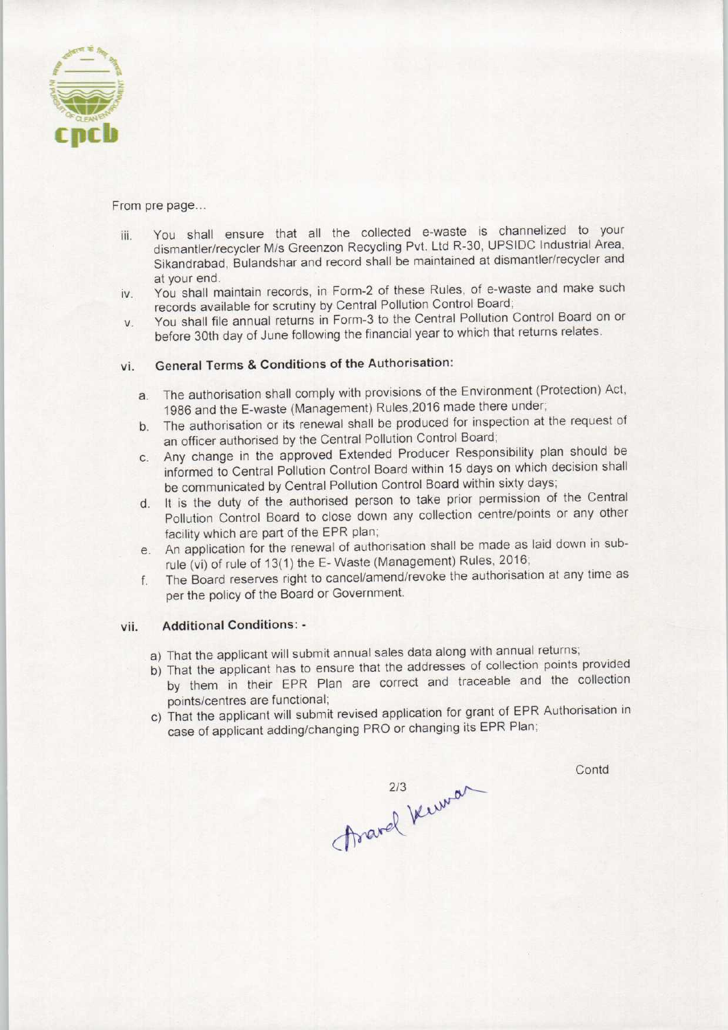From pre page...

iii. You shall ensure that all the collected e-waste is channelized to your dismantler/recycler M/s Greenzon Recycling Pvt. Ltd R-30, UPSIDC Industrial Area, Sikandrabad, Bulandshar and record shall be maintained at dismantler/recycler and at your end.

iv. You shall maintain records, in Form-2 of these Rules, of e-waste and make such records available for scrutiny by Central Pollution Control Board;

v. You shall file annual returns in Form-3 to the Central Pollution Control Board on or before 30th day of June following the financial year to which that returns relates.

vi. **General Terms & Conditions of the Authorisation:**

   a. The authorisation shall comply with provisions of the Environment (Protection) Act, 1986 and the E-waste (Management) Rules,2016 made there under;
   b. The authorisation or its renewal shall be produced for inspection at the request of an officer authorised by the Central Pollution Control Board;
   c. Any change in the approved Extended Producer Responsibility plan should be informed to Central Pollution Control Board within 15 days on which decision shall be communicated by Central Pollution Control Board within sixty days;
   d. It is the duty of the authorised person to take prior permission of the Central Pollution Control Board to close down any collection centre/points or any other facility which are part of the EPR plan;
   e. An application for the renewal of authorisation shall be made as laid down in sub-rule (vi) of rule of 13(1) the E- Waste (Management) Rules, 2016;
   f. The Board reserves right to cancel/amend/revoke the authorisation at any time as per the policy of the Board or Government.

vii. **Additional Conditions: -**

   a) That the applicant will submit annual sales data along with annual returns;
   b) That the applicant has to ensure that the addresses of collection points provided by them in their EPR Plan are correct and traceable and the collection points/centres are functional;
   c) That the applicant will submit revised application for grant of EPR Authorisation in case of applicant adding/changing PRO or changing its EPR Plan;

Contd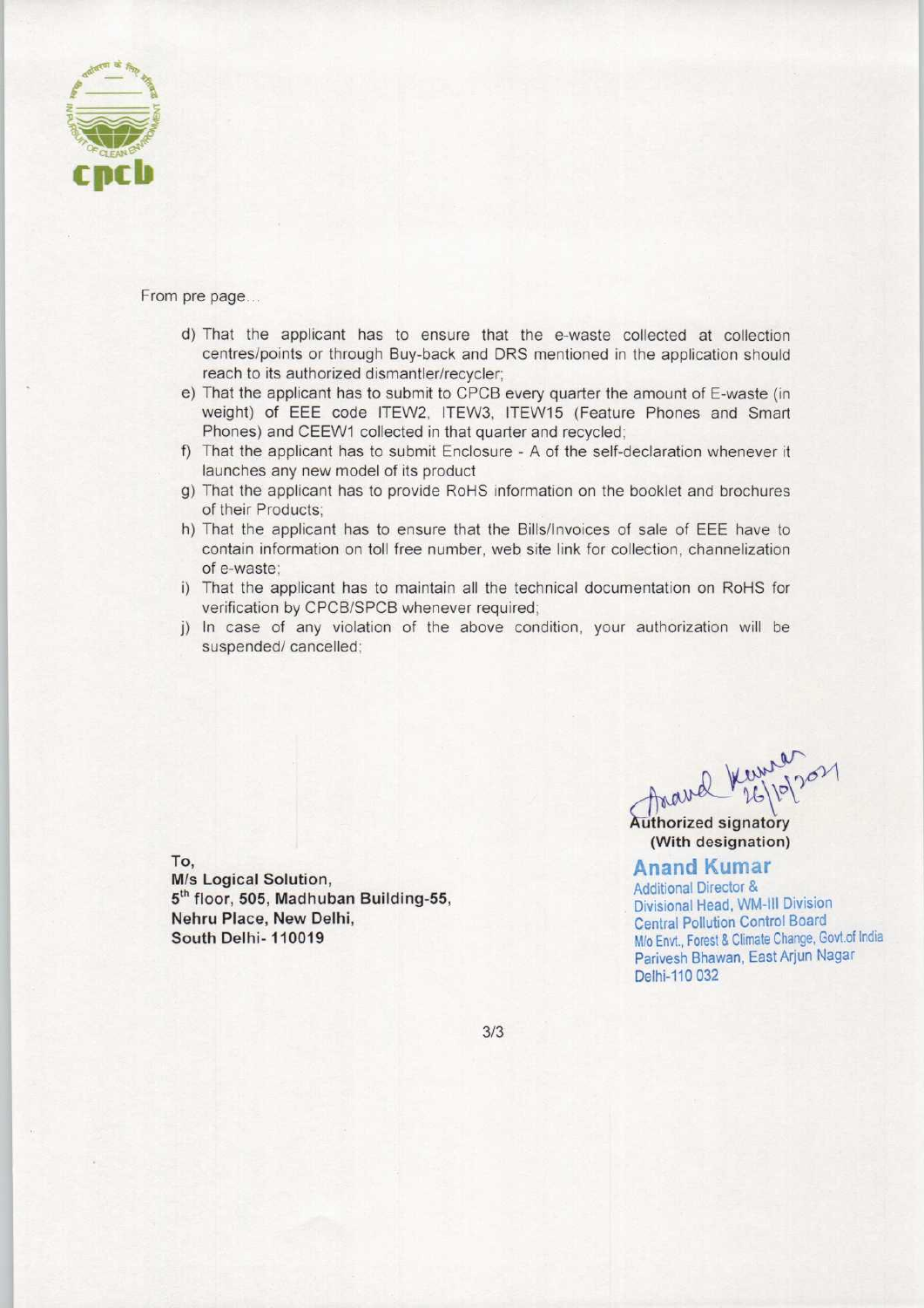From pre page...

d) That the applicant has to ensure that the e-waste collected at collection centres/points or through Buy-back and DRS mentioned in the application should reach to its authorized dismantler/recycler;
e) That the applicant has to submit to CPCB every quarter the amount of E-waste (in weight) of EEE code ITEW2, ITEW3, ITEW15 (Feature Phones and Smart Phones) and CEEW1 collected in that quarter and recycled;
f) That the applicant has to submit Enclosure - A of the self-declaration whenever it launches any new model of its product
g) That the applicant has to provide RoHS information on the booklet and brochures of their Products;
h) That the applicant has to ensure that the Bills/Invoices of sale of EEE have to contain information on toll free number, web site link for collection, channelization of e-waste;
i) That the applicant has to maintain all the technical documentation on RoHS for verification by CPCB/SPCB whenever required;
j) In case of any violation of the above condition, your authorization will be suspended/ cancelled;

Anand Kumar 26/10/2021

**Authorized signatory**
**(With designation)**

**Anand Kumar**
Additional Director &
Divisional Head, WM-III Division
Central Pollution Control Board
M/o Envt., Forest & Climate Change, Govt.of India
Parivesh Bhawan, East Arjun Nagar
Delhi-110 032

To,
**M/s Logical Solution,**
**5th floor, 505, Madhuban Building-55,**
**Nehru Place, New Delhi,**
**South Delhi- 110019**